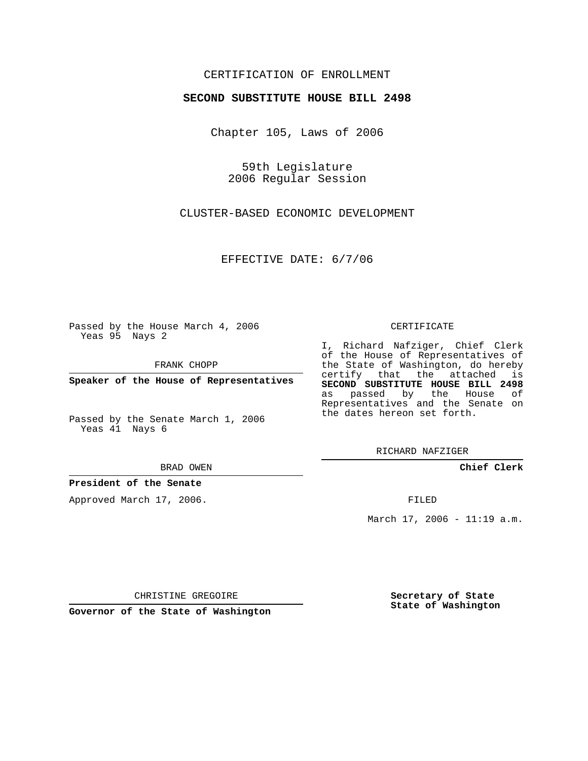CERTIFICATION OF ENROLLMENT

**SECOND SUBSTITUTE HOUSE BILL 2498**

Chapter 105, Laws of 2006

59th Legislature
2006 Regular Session

CLUSTER-BASED ECONOMIC DEVELOPMENT

EFFECTIVE DATE: 6/7/06

Passed by the House March 4, 2006
Yeas 95 Nays 2

FRANK CHOPP

**Speaker of the House of Representatives**

Passed by the Senate March 1, 2006
Yeas 41 Nays 6

BRAD OWEN

**President of the Senate**

Approved March 17, 2006.

CHRISTINE GREGOIRE

**Governor of the State of Washington**

CERTIFICATE

I, Richard Nafziger, Chief Clerk of the House of Representatives of the State of Washington, do hereby certify that the attached is **SECOND SUBSTITUTE HOUSE BILL 2498** as passed by the House of Representatives and the Senate on the dates hereon set forth.

RICHARD NAFZIGER

**Chief Clerk**

FILED

March 17, 2006 - 11:19 a.m.

**Secretary of State**
**State of Washington**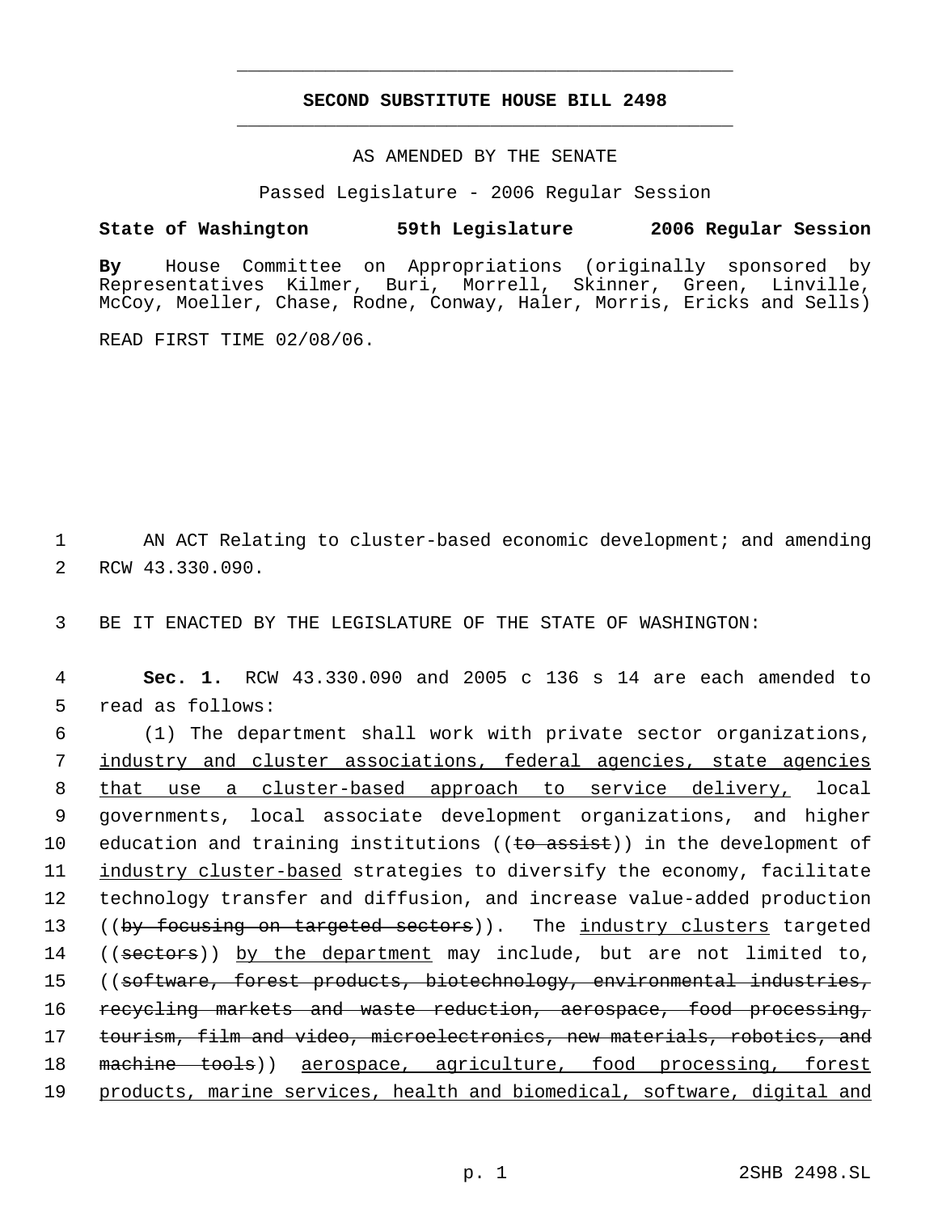# SECOND SUBSTITUTE HOUSE BILL 2498

AS AMENDED BY THE SENATE

Passed Legislature - 2006 Regular Session

**State of Washington 59th Legislature 2006 Regular Session**

**By** House Committee on Appropriations (originally sponsored by Representatives Kilmer, Buri, Morrell, Skinner, Green, Linville, McCoy, Moeller, Chase, Rodne, Conway, Haler, Morris, Ericks and Sells)

READ FIRST TIME 02/08/06.

1 AN ACT Relating to cluster-based economic development; and amending
2 RCW 43.330.090.

3 BE IT ENACTED BY THE LEGISLATURE OF THE STATE OF WASHINGTON:

4 **Sec. 1.** RCW 43.330.090 and 2005 c 136 s 14 are each amended to
5 read as follows:

6 (1) The department shall work with private sector organizations,
7 <u>industry and cluster associations, federal agencies, state agencies</u>
8 <u>that use a cluster-based approach to service delivery,</u> local
9 governments, local associate development organizations, and higher
10 education and training institutions ((~~to assist~~)) in the development of
11 <u>industry cluster-based</u> strategies to diversify the economy, facilitate
12 technology transfer and diffusion, and increase value-added production
13 ((~~by focusing on targeted sectors~~)). The <u>industry clusters</u> targeted
14 ((~~sectors~~)) <u>by the department</u> may include, but are not limited to,
15 ((~~software, forest products, biotechnology, environmental industries,~~
16 ~~recycling markets and waste reduction, aerospace, food processing,~~
17 ~~tourism, film and video, microelectronics, new materials, robotics, and~~
18 ~~machine tools~~)) <u>aerospace, agriculture, food processing, forest</u>
19 <u>products, marine services, health and biomedical, software, digital and</u>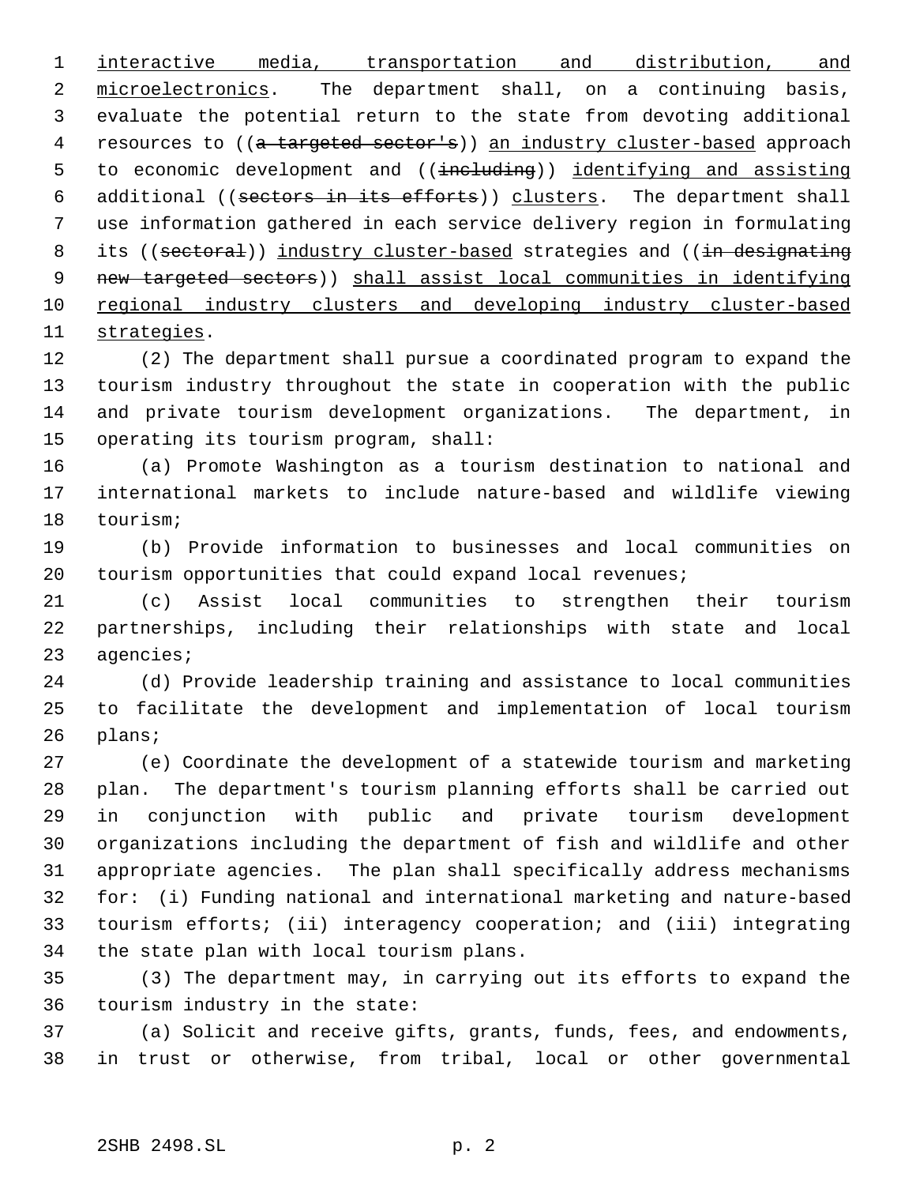interactive media, transportation and distribution, and microelectronics. The department shall, on a continuing basis, evaluate the potential return to the state from devoting additional resources to ((~~a targeted sector's~~)) an industry cluster-based approach to economic development and ((~~including~~)) identifying and assisting additional ((~~sectors in its efforts~~)) clusters. The department shall use information gathered in each service delivery region in formulating its ((~~sectoral~~)) industry cluster-based strategies and ((~~in designating new targeted sectors~~)) shall assist local communities in identifying regional industry clusters and developing industry cluster-based strategies.

(2) The department shall pursue a coordinated program to expand the tourism industry throughout the state in cooperation with the public and private tourism development organizations. The department, in operating its tourism program, shall:

(a) Promote Washington as a tourism destination to national and international markets to include nature-based and wildlife viewing tourism;

(b) Provide information to businesses and local communities on tourism opportunities that could expand local revenues;

(c) Assist local communities to strengthen their tourism partnerships, including their relationships with state and local agencies;

(d) Provide leadership training and assistance to local communities to facilitate the development and implementation of local tourism plans;

(e) Coordinate the development of a statewide tourism and marketing plan. The department's tourism planning efforts shall be carried out in conjunction with public and private tourism development organizations including the department of fish and wildlife and other appropriate agencies. The plan shall specifically address mechanisms for: (i) Funding national and international marketing and nature-based tourism efforts; (ii) interagency cooperation; and (iii) integrating the state plan with local tourism plans.

(3) The department may, in carrying out its efforts to expand the tourism industry in the state:

(a) Solicit and receive gifts, grants, funds, fees, and endowments, in trust or otherwise, from tribal, local or other governmental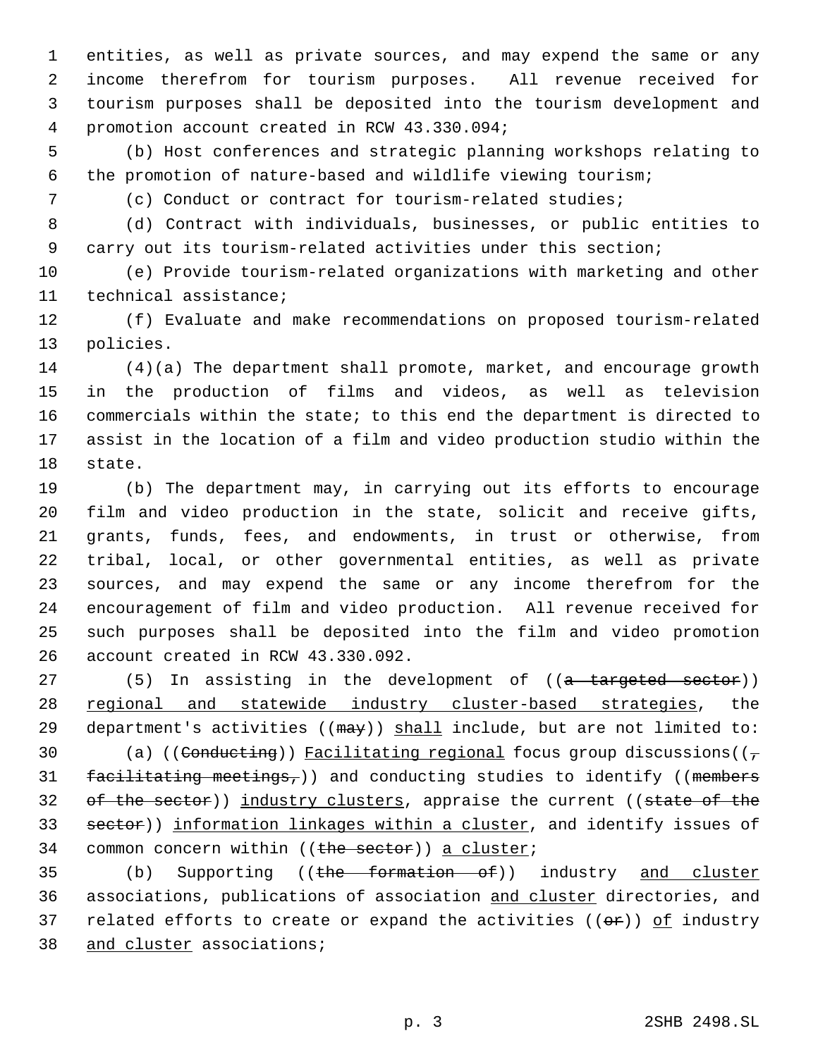entities, as well as private sources, and may expend the same or any income therefrom for tourism purposes. All revenue received for tourism purposes shall be deposited into the tourism development and promotion account created in RCW 43.330.094;

(b) Host conferences and strategic planning workshops relating to the promotion of nature-based and wildlife viewing tourism;

(c) Conduct or contract for tourism-related studies;

(d) Contract with individuals, businesses, or public entities to carry out its tourism-related activities under this section;

(e) Provide tourism-related organizations with marketing and other technical assistance;

(f) Evaluate and make recommendations on proposed tourism-related policies.

(4)(a) The department shall promote, market, and encourage growth in the production of films and videos, as well as television commercials within the state; to this end the department is directed to assist in the location of a film and video production studio within the state.

(b) The department may, in carrying out its efforts to encourage film and video production in the state, solicit and receive gifts, grants, funds, fees, and endowments, in trust or otherwise, from tribal, local, or other governmental entities, as well as private sources, and may expend the same or any income therefrom for the encouragement of film and video production. All revenue received for such purposes shall be deposited into the film and video promotion account created in RCW 43.330.092.

(5) In assisting in the development of ((~~a targeted sector~~)) <u>regional and statewide industry cluster-based strategies</u>, the department's activities ((~~may~~)) <u>shall</u> include, but are not limited to:

(a) ((~~Conducting~~)) <u>Facilitating regional</u> focus group discussions((~~, facilitating meetings,~~)) and conducting studies to identify ((~~members of the sector~~)) <u>industry clusters</u>, appraise the current ((~~state of the sector~~)) <u>information linkages within a cluster</u>, and identify issues of common concern within ((~~the sector~~)) <u>a cluster</u>;

(b) Supporting ((~~the formation of~~)) industry <u>and cluster</u> associations, publications of association <u>and cluster</u> directories, and related efforts to create or expand the activities ((~~or~~)) <u>of</u> industry <u>and cluster</u> associations;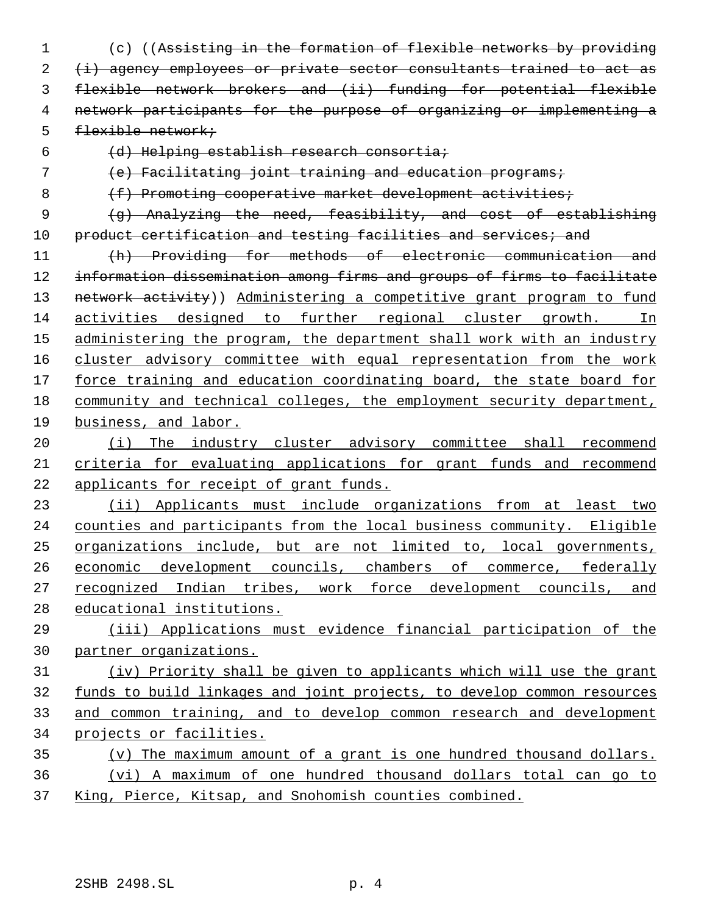(c) ((~~Assisting in the formation of flexible networks by providing (i) agency employees or private sector consultants trained to act as flexible network brokers and (ii) funding for potential flexible network participants for the purpose of organizing or implementing a flexible network;~~

~~(d) Helping establish research consortia;~~

~~(e) Facilitating joint training and education programs;~~

~~(f) Promoting cooperative market development activities;~~

~~(g) Analyzing the need, feasibility, and cost of establishing product certification and testing facilities and services; and~~

~~(h) Providing for methods of electronic communication and information dissemination among firms and groups of firms to facilitate network activity~~)) <u>Administering a competitive grant program to fund activities designed to further regional cluster growth. In administering the program, the department shall work with an industry cluster advisory committee with equal representation from the work force training and education coordinating board, the state board for community and technical colleges, the employment security department, business, and labor.</u>

<u>(i) The industry cluster advisory committee shall recommend criteria for evaluating applications for grant funds and recommend applicants for receipt of grant funds.</u>

<u>(ii) Applicants must include organizations from at least two counties and participants from the local business community. Eligible organizations include, but are not limited to, local governments, economic development councils, chambers of commerce, federally recognized Indian tribes, work force development councils, and educational institutions.</u>

<u>(iii) Applications must evidence financial participation of the partner organizations.</u>

<u>(iv) Priority shall be given to applicants which will use the grant funds to build linkages and joint projects, to develop common resources and common training, and to develop common research and development projects or facilities.</u>

<u>(v) The maximum amount of a grant is one hundred thousand dollars.</u>

<u>(vi) A maximum of one hundred thousand dollars total can go to King, Pierce, Kitsap, and Snohomish counties combined.</u>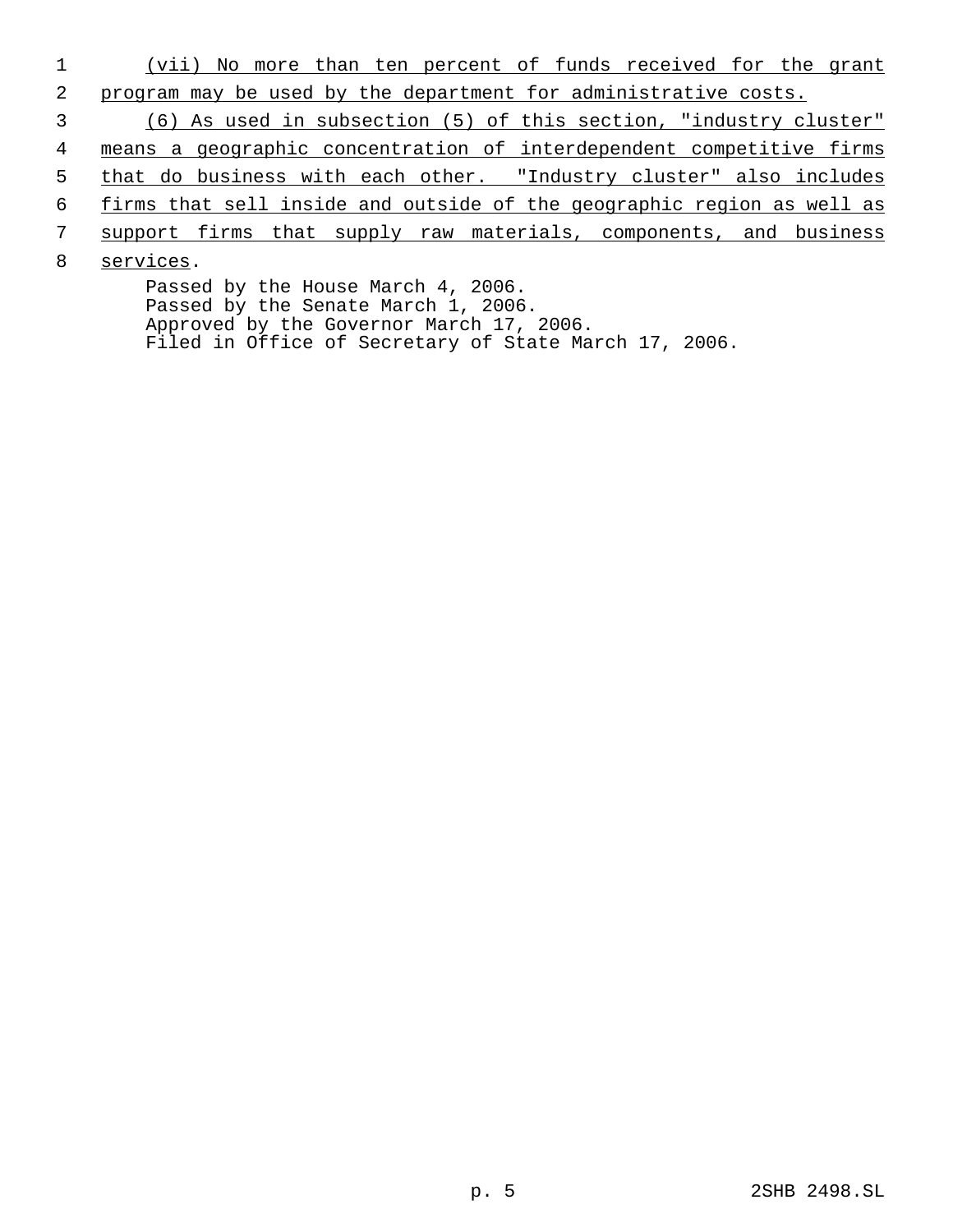(vii) No more than ten percent of funds received for the grant program may be used by the department for administrative costs.

(6) As used in subsection (5) of this section, "industry cluster" means a geographic concentration of interdependent competitive firms that do business with each other. "Industry cluster" also includes firms that sell inside and outside of the geographic region as well as support firms that supply raw materials, components, and business services.

Passed by the House March 4, 2006.
Passed by the Senate March 1, 2006.
Approved by the Governor March 17, 2006.
Filed in Office of Secretary of State March 17, 2006.